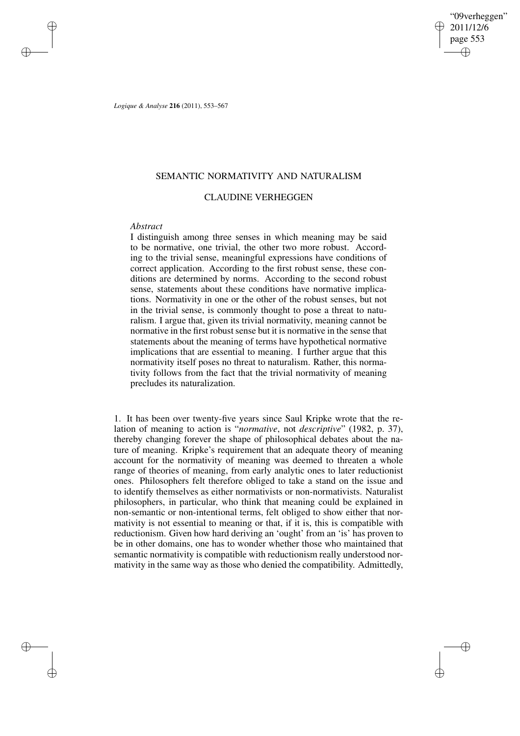# SEMANTIC NORMATIVITY AND NATURALISM

## CLAUDINE VERHEGGEN

### *Abstract*

I distinguish among three senses in which meaning may be said to be normative, one trivial, the other two more robust. According to the trivial sense, meaningful expressions have conditions of correct application. According to the first robust sense, these conditions are determined by norms. According to the second robust sense, statements about these conditions have normative implications. Normativity in one or the other of the robust senses, but not in the trivial sense, is commonly thought to pose a threat to naturalism. I argue that, given its trivial normativity, meaning cannot be normative in the first robust sense but it is normative in the sense that statements about the meaning of terms have hypothetical normative implications that are essential to meaning. I further argue that this normativity itself poses no threat to naturalism. Rather, this normativity follows from the fact that the trivial normativity of meaning precludes its naturalization.

1. It has been over twenty-five years since Saul Kripke wrote that the relation of meaning to action is "*normative*, not *descriptive*" (1982, p. 37), thereby changing forever the shape of philosophical debates about the nature of meaning. Kripke's requirement that an adequate theory of meaning account for the normativity of meaning was deemed to threaten a whole range of theories of meaning, from early analytic ones to later reductionist ones. Philosophers felt therefore obliged to take a stand on the issue and to identify themselves as either normativists or non-normativists. Naturalist philosophers, in particular, who think that meaning could be explained in non-semantic or non-intentional terms, felt obliged to show either that normativity is not essential to meaning or that, if it is, this is compatible with reductionism. Given how hard deriving an 'ought' from an 'is' has proven to be in other domains, one has to wonder whether those who maintained that semantic normativity is compatible with reductionism really understood normativity in the same way as those who denied the compatibility. Admittedly,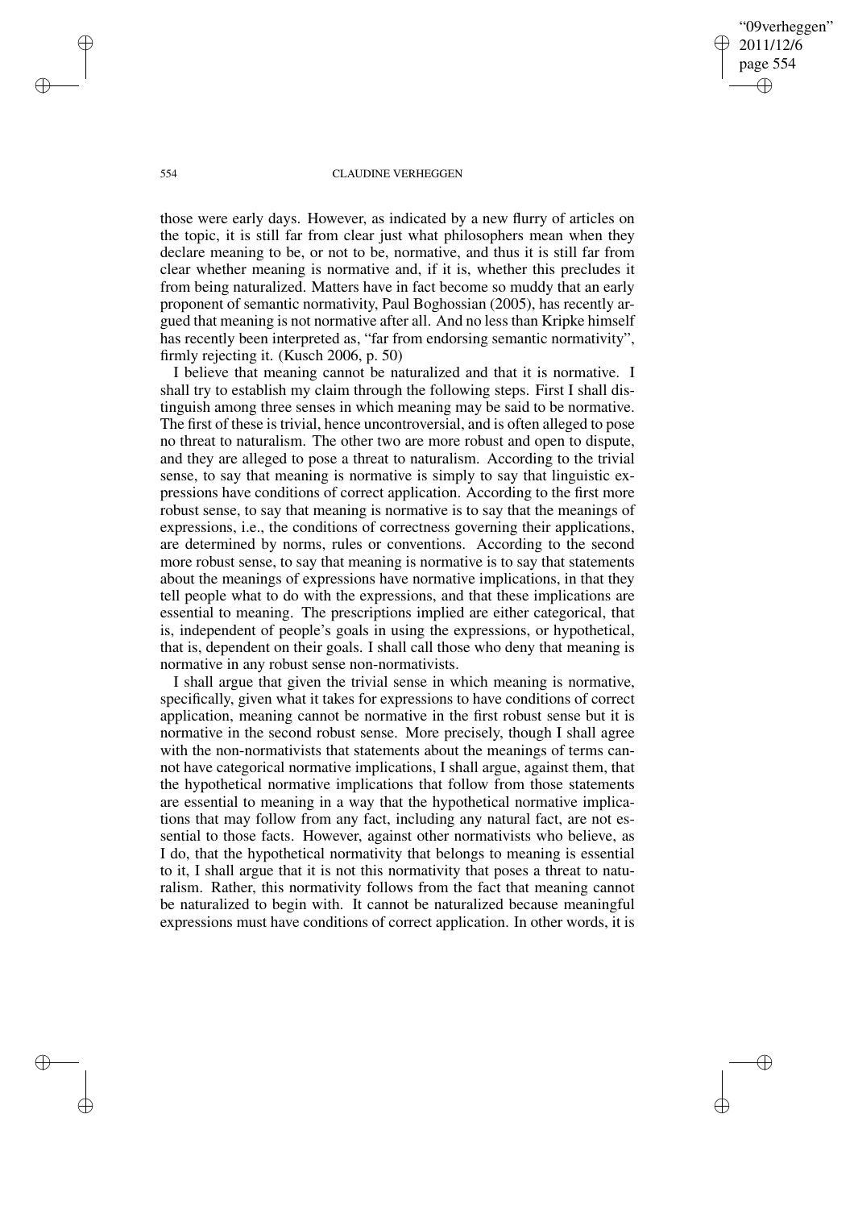those were early days. However, as indicated by a new flurry of articles on the topic, it is still far from clear just what philosophers mean when they declare meaning to be, or not to be, normative, and thus it is still far from clear whether meaning is normative and, if it is, whether this precludes it from being naturalized. Matters have in fact become so muddy that an early proponent of semantic normativity, Paul Boghossian (2005), has recently argued that meaning is not normative after all. And no less than Kripke himself has recently been interpreted as, "far from endorsing semantic normativity", firmly rejecting it. (Kusch 2006, p. 50)

I believe that meaning cannot be naturalized and that it is normative. I shall try to establish my claim through the following steps. First I shall distinguish among three senses in which meaning may be said to be normative. The first of these is trivial, hence uncontroversial, and is often alleged to pose no threat to naturalism. The other two are more robust and open to dispute, and they are alleged to pose a threat to naturalism. According to the trivial sense, to say that meaning is normative is simply to say that linguistic expressions have conditions of correct application. According to the first more robust sense, to say that meaning is normative is to say that the meanings of expressions, i.e., the conditions of correctness governing their applications, are determined by norms, rules or conventions. According to the second more robust sense, to say that meaning is normative is to say that statements about the meanings of expressions have normative implications, in that they tell people what to do with the expressions, and that these implications are essential to meaning. The prescriptions implied are either categorical, that is, independent of people's goals in using the expressions, or hypothetical, that is, dependent on their goals. I shall call those who deny that meaning is normative in any robust sense non-normativists.

I shall argue that given the trivial sense in which meaning is normative, specifically, given what it takes for expressions to have conditions of correct application, meaning cannot be normative in the first robust sense but it is normative in the second robust sense. More precisely, though I shall agree with the non-normativists that statements about the meanings of terms cannot have categorical normative implications, I shall argue, against them, that the hypothetical normative implications that follow from those statements are essential to meaning in a way that the hypothetical normative implications that may follow from any fact, including any natural fact, are not essential to those facts. However, against other normativists who believe, as I do, that the hypothetical normativity that belongs to meaning is essential to it, I shall argue that it is not this normativity that poses a threat to naturalism. Rather, this normativity follows from the fact that meaning cannot be naturalized to begin with. It cannot be naturalized because meaningful expressions must have conditions of correct application. In other words, it is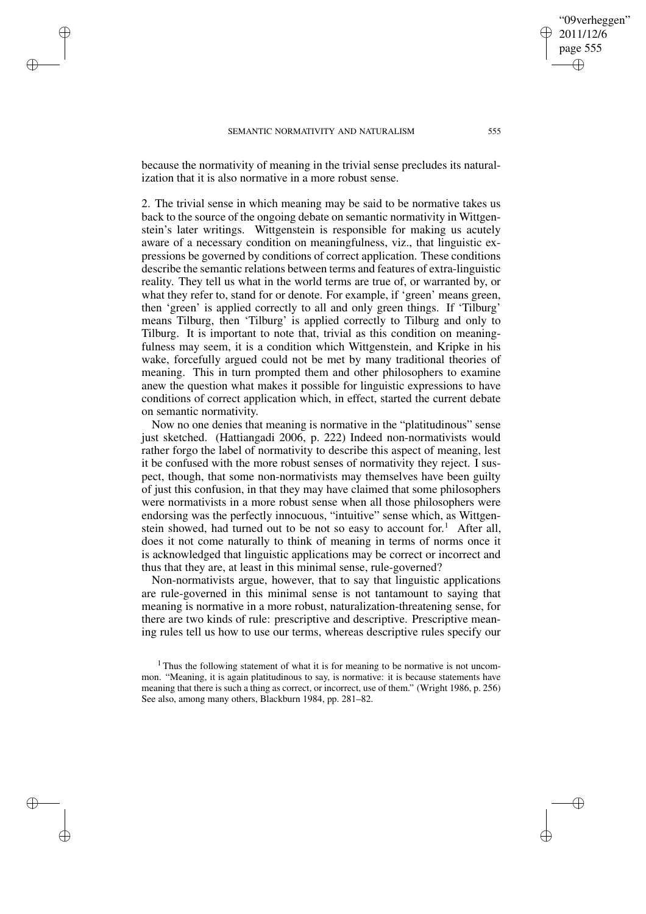because the normativity of meaning in the trivial sense precludes its naturalization that it is also normative in a more robust sense.

2. The trivial sense in which meaning may be said to be normative takes us back to the source of the ongoing debate on semantic normativity in Wittgenstein's later writings. Wittgenstein is responsible for making us acutely aware of a necessary condition on meaningfulness, viz., that linguistic expressions be governed by conditions of correct application. These conditions describe the semantic relations between terms and features of extra-linguistic reality. They tell us what in the world terms are true of, or warranted by, or what they refer to, stand for or denote. For example, if 'green' means green, then 'green' is applied correctly to all and only green things. If 'Tilburg' means Tilburg, then 'Tilburg' is applied correctly to Tilburg and only to Tilburg. It is important to note that, trivial as this condition on meaningfulness may seem, it is a condition which Wittgenstein, and Kripke in his wake, forcefully argued could not be met by many traditional theories of meaning. This in turn prompted them and other philosophers to examine anew the question what makes it possible for linguistic expressions to have conditions of correct application which, in effect, started the current debate on semantic normativity.

Now no one denies that meaning is normative in the "platitudinous" sense just sketched. (Hattiangadi 2006, p. 222) Indeed non-normativists would rather forgo the label of normativity to describe this aspect of meaning, lest it be confused with the more robust senses of normativity they reject. I suspect, though, that some non-normativists may themselves have been guilty of just this confusion, in that they may have claimed that some philosophers were normativists in a more robust sense when all those philosophers were endorsing was the perfectly innocuous, "intuitive" sense which, as Wittgenstein showed, had turned out to be not so easy to account for.[1] After all, does it not come naturally to think of meaning in terms of norms once it is acknowledged that linguistic applications may be correct or incorrect and thus that they are, at least in this minimal sense, rule-governed?

Non-normativists argue, however, that to say that linguistic applications are rule-governed in this minimal sense is not tantamount to saying that meaning is normative in a more robust, naturalization-threatening sense, for there are two kinds of rule: prescriptive and descriptive. Prescriptive meaning rules tell us how to use our terms, whereas descriptive rules specify our

[1] Thus the following statement of what it is for meaning to be normative is not uncommon. "Meaning, it is again platitudinous to say, is normative: it is because statements have meaning that there is such a thing as correct, or incorrect, use of them." (Wright 1986, p. 256) See also, among many others, Blackburn 1984, pp. 281–82.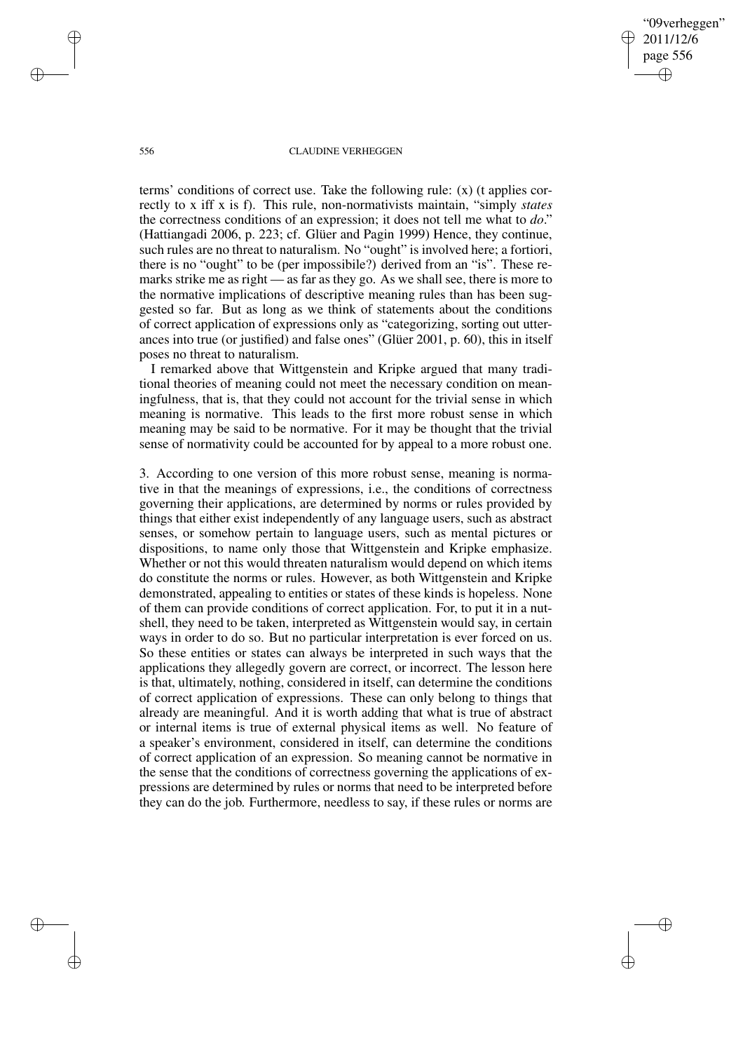terms' conditions of correct use. Take the following rule: (x) (t applies correctly to x iff x is f). This rule, non-normativists maintain, "simply *states* the correctness conditions of an expression; it does not tell me what to *do*." (Hattiangadi 2006, p. 223; cf. Glüer and Pagin 1999) Hence, they continue, such rules are no threat to naturalism. No "ought" is involved here; a fortiori, there is no "ought" to be (per impossibile?) derived from an "is". These remarks strike me as right — as far as they go. As we shall see, there is more to the normative implications of descriptive meaning rules than has been suggested so far. But as long as we think of statements about the conditions of correct application of expressions only as "categorizing, sorting out utterances into true (or justified) and false ones" (Glüer 2001, p. 60), this in itself poses no threat to naturalism.

I remarked above that Wittgenstein and Kripke argued that many traditional theories of meaning could not meet the necessary condition on meaningfulness, that is, that they could not account for the trivial sense in which meaning is normative. This leads to the first more robust sense in which meaning may be said to be normative. For it may be thought that the trivial sense of normativity could be accounted for by appeal to a more robust one.

3. According to one version of this more robust sense, meaning is normative in that the meanings of expressions, i.e., the conditions of correctness governing their applications, are determined by norms or rules provided by things that either exist independently of any language users, such as abstract senses, or somehow pertain to language users, such as mental pictures or dispositions, to name only those that Wittgenstein and Kripke emphasize. Whether or not this would threaten naturalism would depend on which items do constitute the norms or rules. However, as both Wittgenstein and Kripke demonstrated, appealing to entities or states of these kinds is hopeless. None of them can provide conditions of correct application. For, to put it in a nutshell, they need to be taken, interpreted as Wittgenstein would say, in certain ways in order to do so. But no particular interpretation is ever forced on us. So these entities or states can always be interpreted in such ways that the applications they allegedly govern are correct, or incorrect. The lesson here is that, ultimately, nothing, considered in itself, can determine the conditions of correct application of expressions. These can only belong to things that already are meaningful. And it is worth adding that what is true of abstract or internal items is true of external physical items as well. No feature of a speaker's environment, considered in itself, can determine the conditions of correct application of an expression. So meaning cannot be normative in the sense that the conditions of correctness governing the applications of expressions are determined by rules or norms that need to be interpreted before they can do the job. Furthermore, needless to say, if these rules or norms are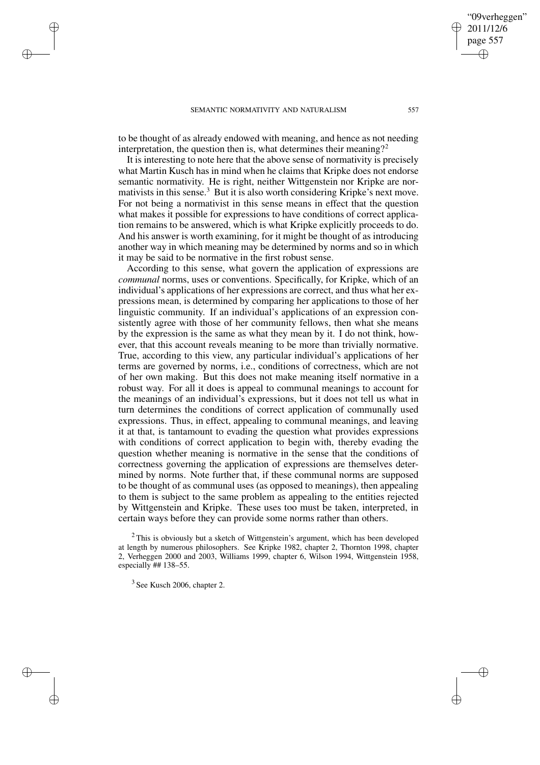to be thought of as already endowed with meaning, and hence as not needing interpretation, the question then is, what determines their meaning?[2]

It is interesting to note here that the above sense of normativity is precisely what Martin Kusch has in mind when he claims that Kripke does not endorse semantic normativity. He is right, neither Wittgenstein nor Kripke are normativists in this sense.[3] But it is also worth considering Kripke's next move. For not being a normativist in this sense means in effect that the question what makes it possible for expressions to have conditions of correct application remains to be answered, which is what Kripke explicitly proceeds to do. And his answer is worth examining, for it might be thought of as introducing another way in which meaning may be determined by norms and so in which it may be said to be normative in the first robust sense.

According to this sense, what govern the application of expressions are *communal* norms, uses or conventions. Specifically, for Kripke, which of an individual's applications of her expressions are correct, and thus what her expressions mean, is determined by comparing her applications to those of her linguistic community. If an individual's applications of an expression consistently agree with those of her community fellows, then what she means by the expression is the same as what they mean by it. I do not think, however, that this account reveals meaning to be more than trivially normative. True, according to this view, any particular individual's applications of her terms are governed by norms, i.e., conditions of correctness, which are not of her own making. But this does not make meaning itself normative in a robust way. For all it does is appeal to communal meanings to account for the meanings of an individual's expressions, but it does not tell us what in turn determines the conditions of correct application of communally used expressions. Thus, in effect, appealing to communal meanings, and leaving it at that, is tantamount to evading the question what provides expressions with conditions of correct application to begin with, thereby evading the question whether meaning is normative in the sense that the conditions of correctness governing the application of expressions are themselves determined by norms. Note further that, if these communal norms are supposed to be thought of as communal uses (as opposed to meanings), then appealing to them is subject to the same problem as appealing to the entities rejected by Wittgenstein and Kripke. These uses too must be taken, interpreted, in certain ways before they can provide some norms rather than others.

[2] This is obviously but a sketch of Wittgenstein's argument, which has been developed at length by numerous philosophers. See Kripke 1982, chapter 2, Thornton 1998, chapter 2, Verheggen 2000 and 2003, Williams 1999, chapter 6, Wilson 1994, Wittgenstein 1958, especially ## 138–55.

[3] See Kusch 2006, chapter 2.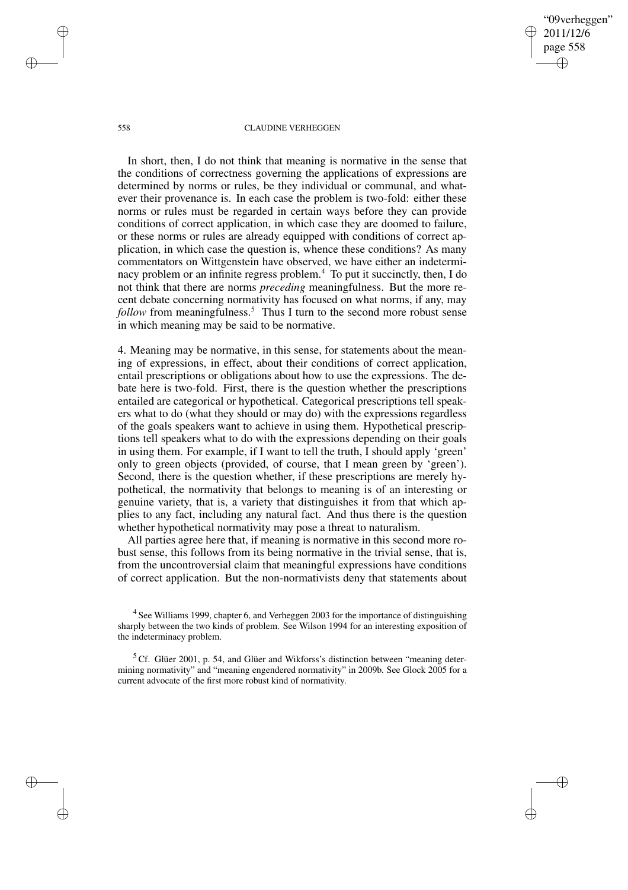In short, then, I do not think that meaning is normative in the sense that the conditions of correctness governing the applications of expressions are determined by norms or rules, be they individual or communal, and whatever their provenance is. In each case the problem is two-fold: either these norms or rules must be regarded in certain ways before they can provide conditions of correct application, in which case they are doomed to failure, or these norms or rules are already equipped with conditions of correct application, in which case the question is, whence these conditions? As many commentators on Wittgenstein have observed, we have either an indeterminacy problem or an infinite regress problem.[4] To put it succinctly, then, I do not think that there are norms *preceding* meaningfulness. But the more recent debate concerning normativity has focused on what norms, if any, may *follow* from meaningfulness.[5] Thus I turn to the second more robust sense in which meaning may be said to be normative.

4. Meaning may be normative, in this sense, for statements about the meaning of expressions, in effect, about their conditions of correct application, entail prescriptions or obligations about how to use the expressions. The debate here is two-fold. First, there is the question whether the prescriptions entailed are categorical or hypothetical. Categorical prescriptions tell speakers what to do (what they should or may do) with the expressions regardless of the goals speakers want to achieve in using them. Hypothetical prescriptions tell speakers what to do with the expressions depending on their goals in using them. For example, if I want to tell the truth, I should apply 'green' only to green objects (provided, of course, that I mean green by 'green'). Second, there is the question whether, if these prescriptions are merely hypothetical, the normativity that belongs to meaning is of an interesting or genuine variety, that is, a variety that distinguishes it from that which applies to any fact, including any natural fact. And thus there is the question whether hypothetical normativity may pose a threat to naturalism.

All parties agree here that, if meaning is normative in this second more robust sense, this follows from its being normative in the trivial sense, that is, from the uncontroversial claim that meaningful expressions have conditions of correct application. But the non-normativists deny that statements about

[4] See Williams 1999, chapter 6, and Verheggen 2003 for the importance of distinguishing sharply between the two kinds of problem. See Wilson 1994 for an interesting exposition of the indeterminacy problem.

[5] Cf. Glüer 2001, p. 54, and Glüer and Wikforss's distinction between "meaning determining normativity" and "meaning engendered normativity" in 2009b. See Glock 2005 for a current advocate of the first more robust kind of normativity.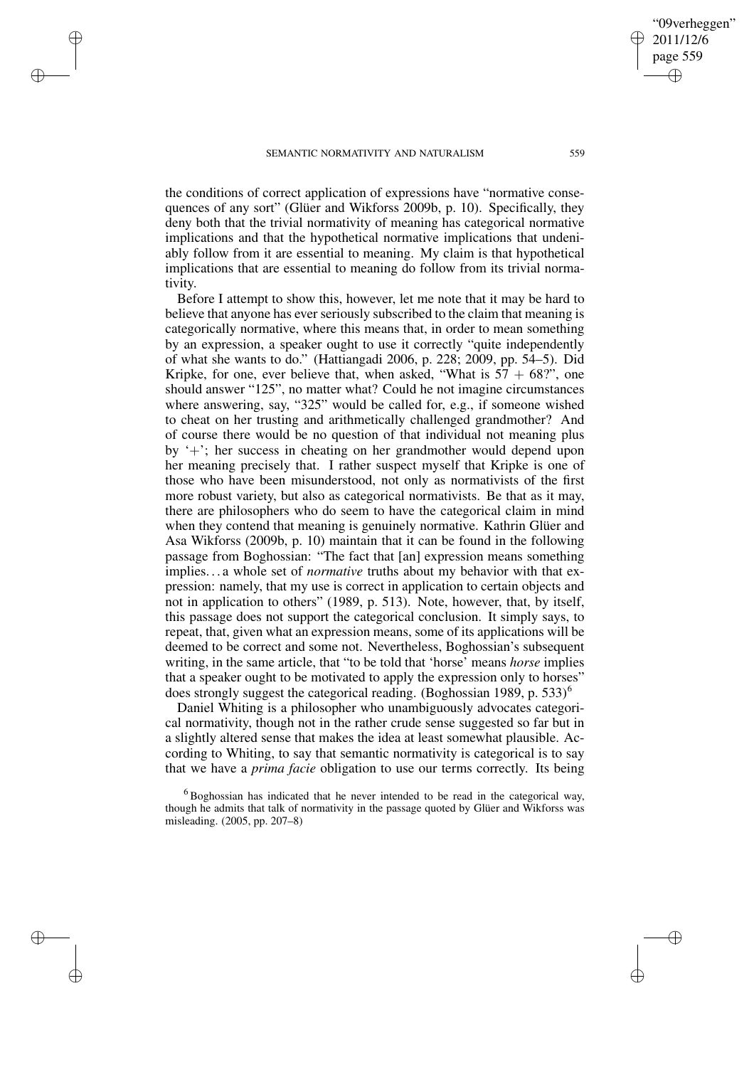the conditions of correct application of expressions have "normative consequences of any sort" (Glüer and Wikforss 2009b, p. 10). Specifically, they deny both that the trivial normativity of meaning has categorical normative implications and that the hypothetical normative implications that undeniably follow from it are essential to meaning. My claim is that hypothetical implications that are essential to meaning do follow from its trivial normativity.

Before I attempt to show this, however, let me note that it may be hard to believe that anyone has ever seriously subscribed to the claim that meaning is categorically normative, where this means that, in order to mean something by an expression, a speaker ought to use it correctly "quite independently of what she wants to do." (Hattiangadi 2006, p. 228; 2009, pp. 54–5). Did Kripke, for one, ever believe that, when asked, "What is $57 + 68$?", one should answer "125", no matter what? Could he not imagine circumstances where answering, say, "325" would be called for, e.g., if someone wished to cheat on her trusting and arithmetically challenged grandmother? And of course there would be no question of that individual not meaning plus by '+'; her success in cheating on her grandmother would depend upon her meaning precisely that. I rather suspect myself that Kripke is one of those who have been misunderstood, not only as normativists of the first more robust variety, but also as categorical normativists. Be that as it may, there are philosophers who do seem to have the categorical claim in mind when they contend that meaning is genuinely normative. Kathrin Glüer and Asa Wikforss (2009b, p. 10) maintain that it can be found in the following passage from Boghossian: "The fact that [an] expression means something implies... a whole set of *normative* truths about my behavior with that expression: namely, that my use is correct in application to certain objects and not in application to others" (1989, p. 513). Note, however, that, by itself, this passage does not support the categorical conclusion. It simply says, to repeat, that, given what an expression means, some of its applications will be deemed to be correct and some not. Nevertheless, Boghossian's subsequent writing, in the same article, that "to be told that 'horse' means *horse* implies that a speaker ought to be motivated to apply the expression only to horses" does strongly suggest the categorical reading. (Boghossian 1989, p. 533)[6]

Daniel Whiting is a philosopher who unambiguously advocates categorical normativity, though not in the rather crude sense suggested so far but in a slightly altered sense that makes the idea at least somewhat plausible. According to Whiting, to say that semantic normativity is categorical is to say that we have a *prima facie* obligation to use our terms correctly. Its being

[6] Boghossian has indicated that he never intended to be read in the categorical way, though he admits that talk of normativity in the passage quoted by Glüer and Wikforss was misleading. (2005, pp. 207–8)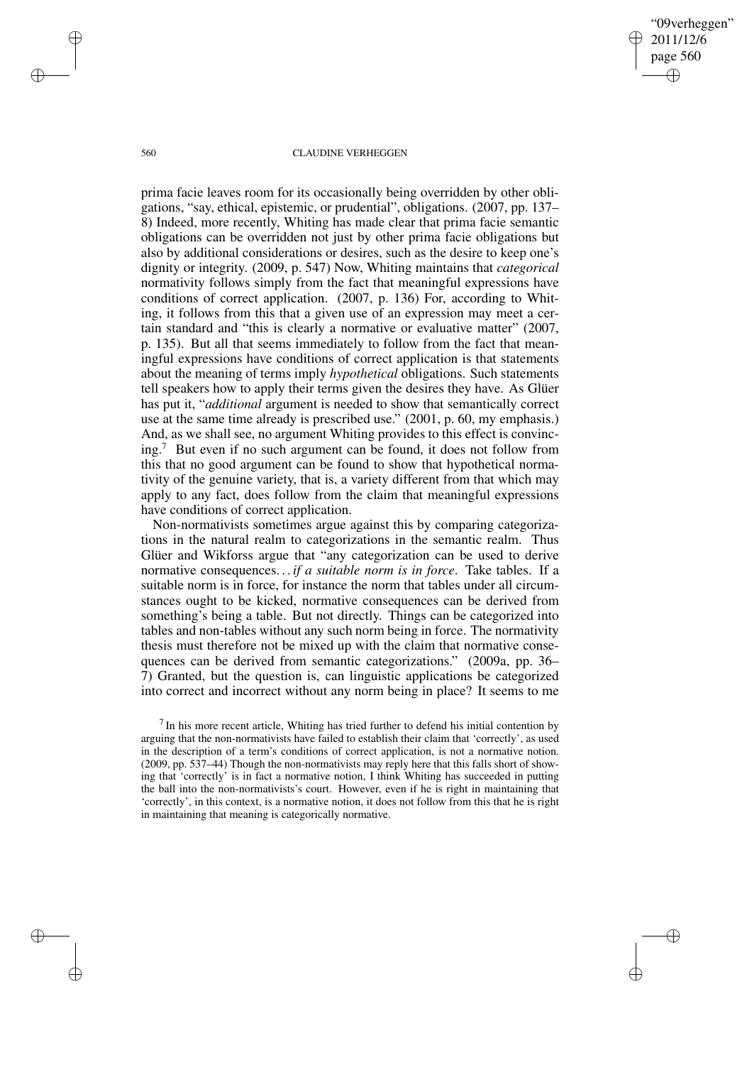prima facie leaves room for its occasionally being overridden by other obligations, "say, ethical, epistemic, or prudential", obligations. (2007, pp. 137–8) Indeed, more recently, Whiting has made clear that prima facie semantic obligations can be overridden not just by other prima facie obligations but also by additional considerations or desires, such as the desire to keep one's dignity or integrity. (2009, p. 547) Now, Whiting maintains that *categorical* normativity follows simply from the fact that meaningful expressions have conditions of correct application. (2007, p. 136) For, according to Whiting, it follows from this that a given use of an expression may meet a certain standard and "this is clearly a normative or evaluative matter" (2007, p. 135). But all that seems immediately to follow from the fact that meaningful expressions have conditions of correct application is that statements about the meaning of terms imply *hypothetical* obligations. Such statements tell speakers how to apply their terms given the desires they have. As Glüer has put it, "*additional* argument is needed to show that semantically correct use at the same time already is prescribed use." (2001, p. 60, my emphasis.) And, as we shall see, no argument Whiting provides to this effect is convincing.[7] But even if no such argument can be found, it does not follow from this that no good argument can be found to show that hypothetical normativity of the genuine variety, that is, a variety different from that which may apply to any fact, does follow from the claim that meaningful expressions have conditions of correct application.

Non-normativists sometimes argue against this by comparing categorizations in the natural realm to categorizations in the semantic realm. Thus Glüer and Wikforss argue that "any categorization can be used to derive normative consequences… *if a suitable norm is in force*. Take tables. If a suitable norm is in force, for instance the norm that tables under all circumstances ought to be kicked, normative consequences can be derived from something's being a table. But not directly. Things can be categorized into tables and non-tables without any such norm being in force. The normativity thesis must therefore not be mixed up with the claim that normative consequences can be derived from semantic categorizations." (2009a, pp. 36–7) Granted, but the question is, can linguistic applications be categorized into correct and incorrect without any norm being in place? It seems to me

[7] In his more recent article, Whiting has tried further to defend his initial contention by arguing that the non-normativists have failed to establish their claim that 'correctly', as used in the description of a term's conditions of correct application, is not a normative notion. (2009, pp. 537–44) Though the non-normativists may reply here that this falls short of showing that 'correctly' is in fact a normative notion, I think Whiting has succeeded in putting the ball into the non-normativists's court. However, even if he is right in maintaining that 'correctly', in this context, is a normative notion, it does not follow from this that he is right in maintaining that meaning is categorically normative.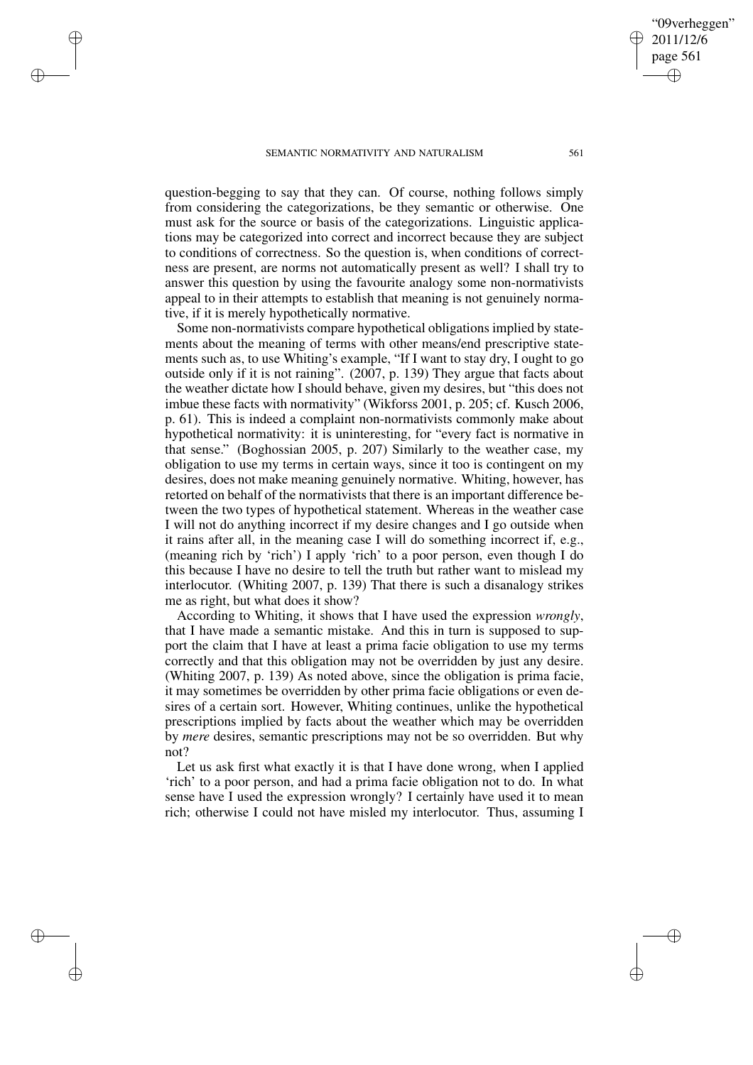question-begging to say that they can. Of course, nothing follows simply from considering the categorizations, be they semantic or otherwise. One must ask for the source or basis of the categorizations. Linguistic applications may be categorized into correct and incorrect because they are subject to conditions of correctness. So the question is, when conditions of correctness are present, are norms not automatically present as well? I shall try to answer this question by using the favourite analogy some non-normativists appeal to in their attempts to establish that meaning is not genuinely normative, if it is merely hypothetically normative.

Some non-normativists compare hypothetical obligations implied by statements about the meaning of terms with other means/end prescriptive statements such as, to use Whiting's example, "If I want to stay dry, I ought to go outside only if it is not raining". (2007, p. 139) They argue that facts about the weather dictate how I should behave, given my desires, but "this does not imbue these facts with normativity" (Wikforss 2001, p. 205; cf. Kusch 2006, p. 61). This is indeed a complaint non-normativists commonly make about hypothetical normativity: it is uninteresting, for "every fact is normative in that sense." (Boghossian 2005, p. 207) Similarly to the weather case, my obligation to use my terms in certain ways, since it too is contingent on my desires, does not make meaning genuinely normative. Whiting, however, has retorted on behalf of the normativists that there is an important difference between the two types of hypothetical statement. Whereas in the weather case I will not do anything incorrect if my desire changes and I go outside when it rains after all, in the meaning case I will do something incorrect if, e.g., (meaning rich by 'rich') I apply 'rich' to a poor person, even though I do this because I have no desire to tell the truth but rather want to mislead my interlocutor. (Whiting 2007, p. 139) That there is such a disanalogy strikes me as right, but what does it show?

According to Whiting, it shows that I have used the expression *wrongly*, that I have made a semantic mistake. And this in turn is supposed to support the claim that I have at least a prima facie obligation to use my terms correctly and that this obligation may not be overridden by just any desire. (Whiting 2007, p. 139) As noted above, since the obligation is prima facie, it may sometimes be overridden by other prima facie obligations or even desires of a certain sort. However, Whiting continues, unlike the hypothetical prescriptions implied by facts about the weather which may be overridden by *mere* desires, semantic prescriptions may not be so overridden. But why not?

Let us ask first what exactly it is that I have done wrong, when I applied 'rich' to a poor person, and had a prima facie obligation not to do. In what sense have I used the expression wrongly? I certainly have used it to mean rich; otherwise I could not have misled my interlocutor. Thus, assuming I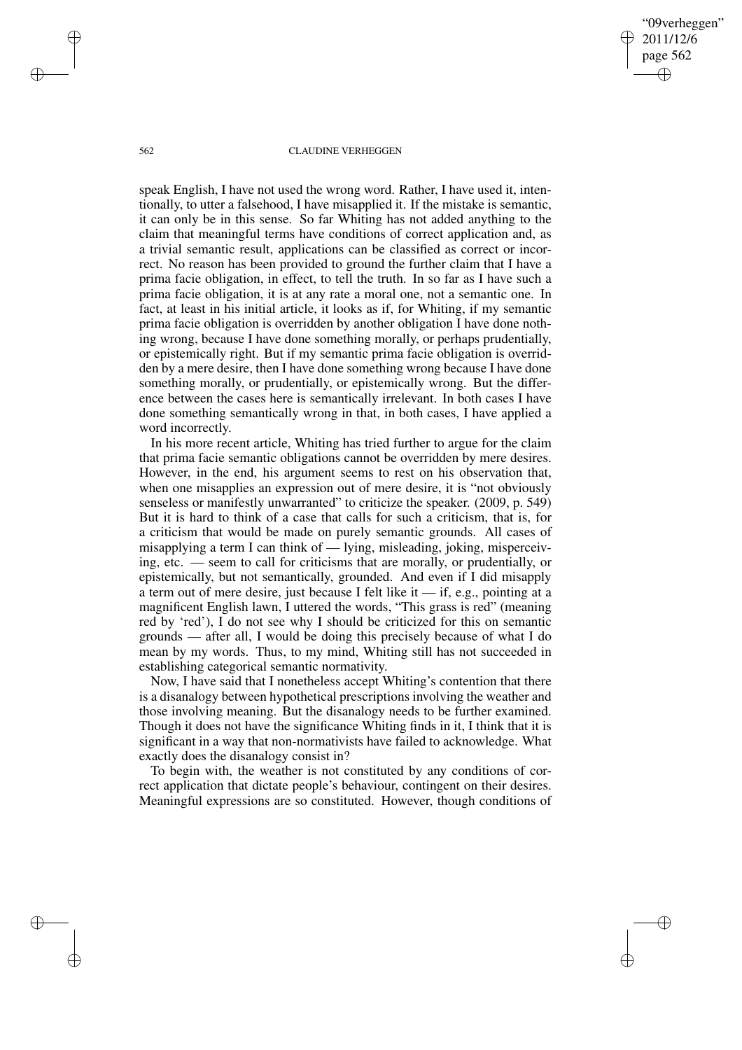speak English, I have not used the wrong word. Rather, I have used it, intentionally, to utter a falsehood, I have misapplied it. If the mistake is semantic, it can only be in this sense. So far Whiting has not added anything to the claim that meaningful terms have conditions of correct application and, as a trivial semantic result, applications can be classified as correct or incorrect. No reason has been provided to ground the further claim that I have a prima facie obligation, in effect, to tell the truth. In so far as I have such a prima facie obligation, it is at any rate a moral one, not a semantic one. In fact, at least in his initial article, it looks as if, for Whiting, if my semantic prima facie obligation is overridden by another obligation I have done nothing wrong, because I have done something morally, or perhaps prudentially, or epistemically right. But if my semantic prima facie obligation is overridden by a mere desire, then I have done something wrong because I have done something morally, or prudentially, or epistemically wrong. But the difference between the cases here is semantically irrelevant. In both cases I have done something semantically wrong in that, in both cases, I have applied a word incorrectly.

In his more recent article, Whiting has tried further to argue for the claim that prima facie semantic obligations cannot be overridden by mere desires. However, in the end, his argument seems to rest on his observation that, when one misapplies an expression out of mere desire, it is "not obviously senseless or manifestly unwarranted" to criticize the speaker. (2009, p. 549) But it is hard to think of a case that calls for such a criticism, that is, for a criticism that would be made on purely semantic grounds. All cases of misapplying a term I can think of — lying, misleading, joking, misperceiving, etc. — seem to call for criticisms that are morally, or prudentially, or epistemically, but not semantically, grounded. And even if I did misapply a term out of mere desire, just because I felt like it — if, e.g., pointing at a magnificent English lawn, I uttered the words, "This grass is red" (meaning red by 'red'), I do not see why I should be criticized for this on semantic grounds — after all, I would be doing this precisely because of what I do mean by my words. Thus, to my mind, Whiting still has not succeeded in establishing categorical semantic normativity.

Now, I have said that I nonetheless accept Whiting's contention that there is a disanalogy between hypothetical prescriptions involving the weather and those involving meaning. But the disanalogy needs to be further examined. Though it does not have the significance Whiting finds in it, I think that it is significant in a way that non-normativists have failed to acknowledge. What exactly does the disanalogy consist in?

To begin with, the weather is not constituted by any conditions of correct application that dictate people's behaviour, contingent on their desires. Meaningful expressions are so constituted. However, though conditions of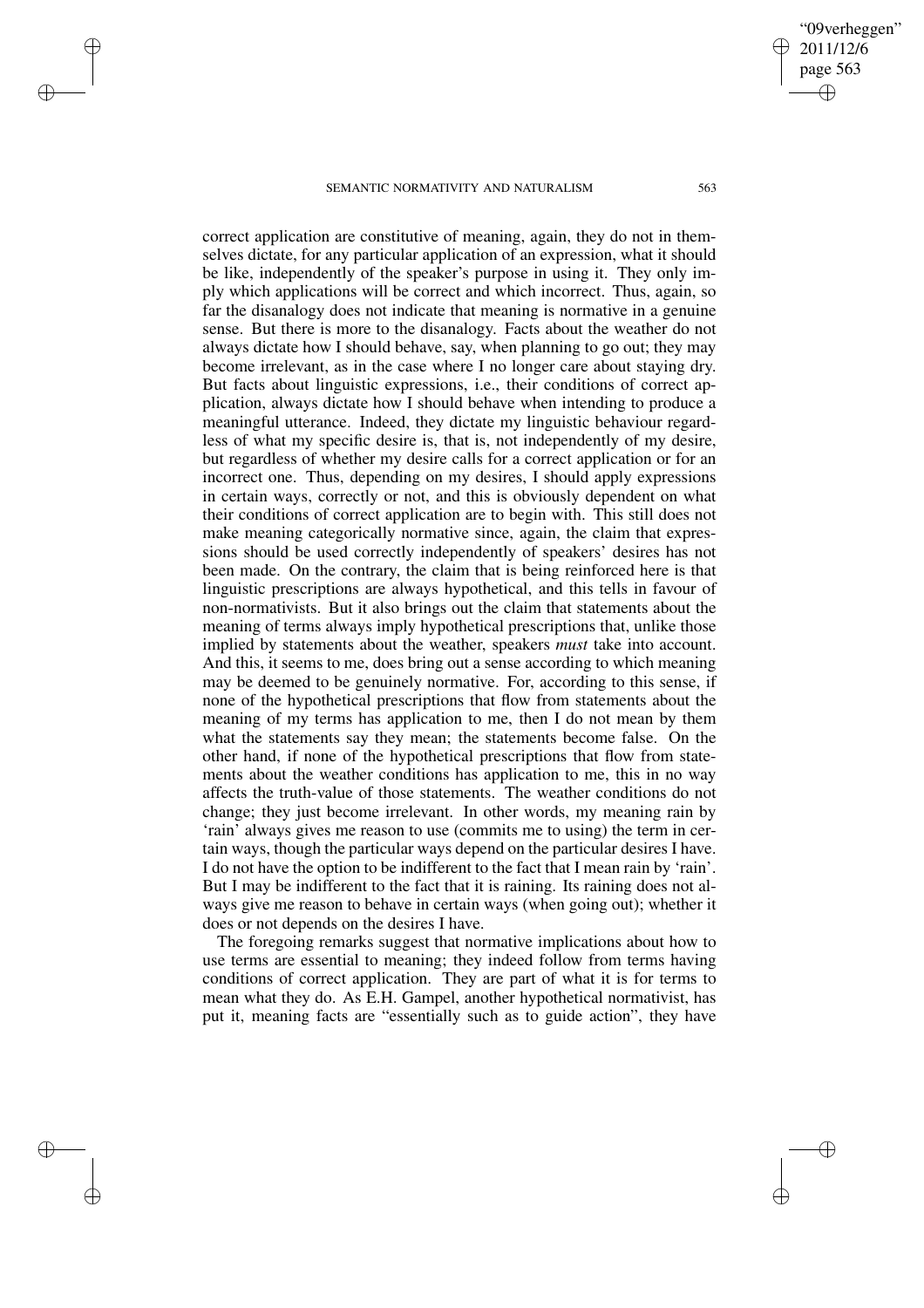correct application are constitutive of meaning, again, they do not in themselves dictate, for any particular application of an expression, what it should be like, independently of the speaker's purpose in using it. They only imply which applications will be correct and which incorrect. Thus, again, so far the disanalogy does not indicate that meaning is normative in a genuine sense. But there is more to the disanalogy. Facts about the weather do not always dictate how I should behave, say, when planning to go out; they may become irrelevant, as in the case where I no longer care about staying dry. But facts about linguistic expressions, i.e., their conditions of correct application, always dictate how I should behave when intending to produce a meaningful utterance. Indeed, they dictate my linguistic behaviour regardless of what my specific desire is, that is, not independently of my desire, but regardless of whether my desire calls for a correct application or for an incorrect one. Thus, depending on my desires, I should apply expressions in certain ways, correctly or not, and this is obviously dependent on what their conditions of correct application are to begin with. This still does not make meaning categorically normative since, again, the claim that expressions should be used correctly independently of speakers' desires has not been made. On the contrary, the claim that is being reinforced here is that linguistic prescriptions are always hypothetical, and this tells in favour of non-normativists. But it also brings out the claim that statements about the meaning of terms always imply hypothetical prescriptions that, unlike those implied by statements about the weather, speakers *must* take into account. And this, it seems to me, does bring out a sense according to which meaning may be deemed to be genuinely normative. For, according to this sense, if none of the hypothetical prescriptions that flow from statements about the meaning of my terms has application to me, then I do not mean by them what the statements say they mean; the statements become false. On the other hand, if none of the hypothetical prescriptions that flow from statements about the weather conditions has application to me, this in no way affects the truth-value of those statements. The weather conditions do not change; they just become irrelevant. In other words, my meaning rain by 'rain' always gives me reason to use (commits me to using) the term in certain ways, though the particular ways depend on the particular desires I have. I do not have the option to be indifferent to the fact that I mean rain by 'rain'. But I may be indifferent to the fact that it is raining. Its raining does not always give me reason to behave in certain ways (when going out); whether it does or not depends on the desires I have.

The foregoing remarks suggest that normative implications about how to use terms are essential to meaning; they indeed follow from terms having conditions of correct application. They are part of what it is for terms to mean what they do. As E.H. Gampel, another hypothetical normativist, has put it, meaning facts are "essentially such as to guide action", they have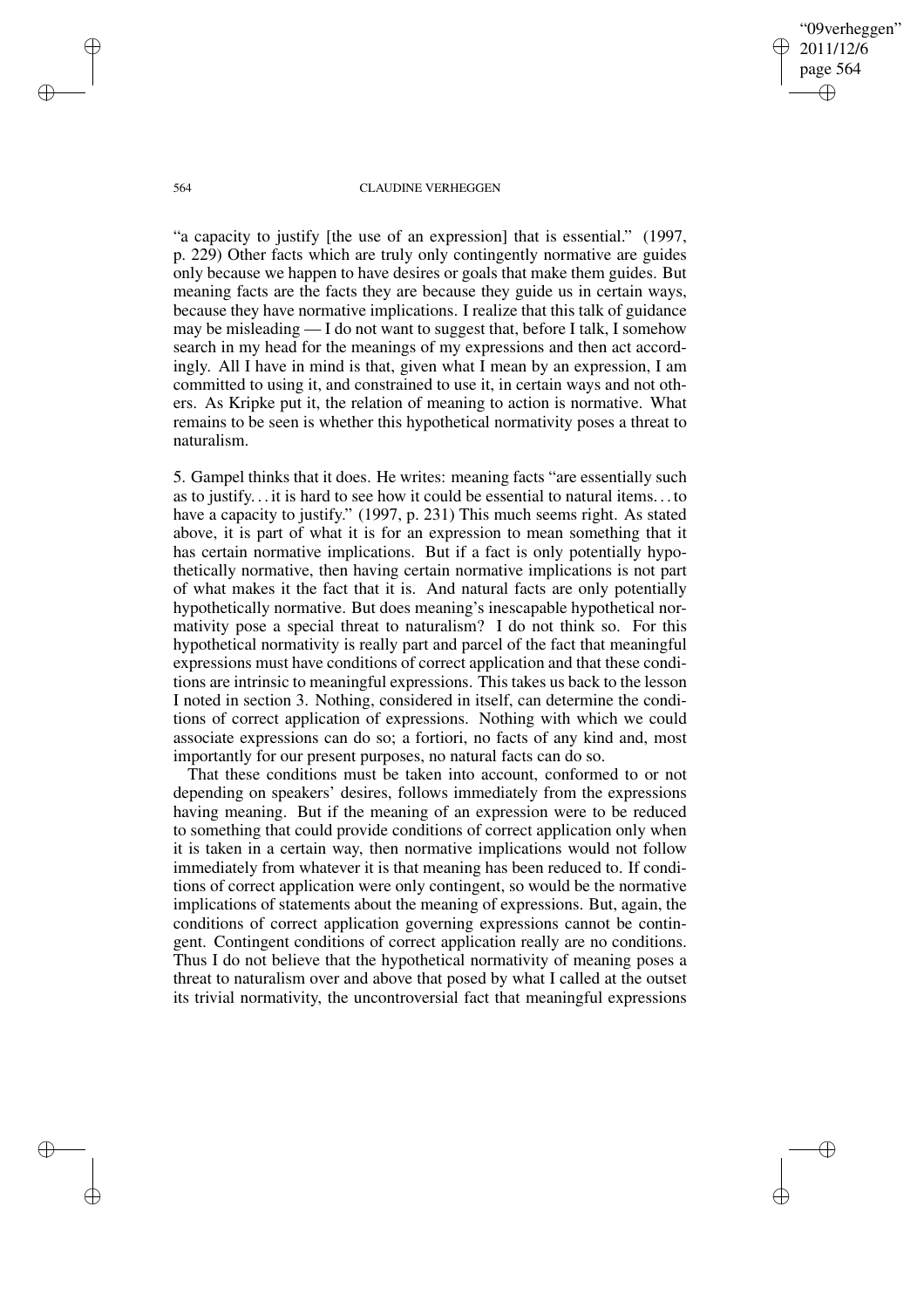"a capacity to justify [the use of an expression] that is essential." (1997, p. 229) Other facts which are truly only contingently normative are guides only because we happen to have desires or goals that make them guides. But meaning facts are the facts they are because they guide us in certain ways, because they have normative implications. I realize that this talk of guidance may be misleading — I do not want to suggest that, before I talk, I somehow search in my head for the meanings of my expressions and then act accordingly. All I have in mind is that, given what I mean by an expression, I am committed to using it, and constrained to use it, in certain ways and not others. As Kripke put it, the relation of meaning to action is normative. What remains to be seen is whether this hypothetical normativity poses a threat to naturalism.

5. Gampel thinks that it does. He writes: meaning facts "are essentially such as to justify. . . it is hard to see how it could be essential to natural items. . . to have a capacity to justify." (1997, p. 231) This much seems right. As stated above, it is part of what it is for an expression to mean something that it has certain normative implications. But if a fact is only potentially hypothetically normative, then having certain normative implications is not part of what makes it the fact that it is. And natural facts are only potentially hypothetically normative. But does meaning's inescapable hypothetical normativity pose a special threat to naturalism? I do not think so. For this hypothetical normativity is really part and parcel of the fact that meaningful expressions must have conditions of correct application and that these conditions are intrinsic to meaningful expressions. This takes us back to the lesson I noted in section 3. Nothing, considered in itself, can determine the conditions of correct application of expressions. Nothing with which we could associate expressions can do so; a fortiori, no facts of any kind and, most importantly for our present purposes, no natural facts can do so.

That these conditions must be taken into account, conformed to or not depending on speakers' desires, follows immediately from the expressions having meaning. But if the meaning of an expression were to be reduced to something that could provide conditions of correct application only when it is taken in a certain way, then normative implications would not follow immediately from whatever it is that meaning has been reduced to. If conditions of correct application were only contingent, so would be the normative implications of statements about the meaning of expressions. But, again, the conditions of correct application governing expressions cannot be contingent. Contingent conditions of correct application really are no conditions. Thus I do not believe that the hypothetical normativity of meaning poses a threat to naturalism over and above that posed by what I called at the outset its trivial normativity, the uncontroversial fact that meaningful expressions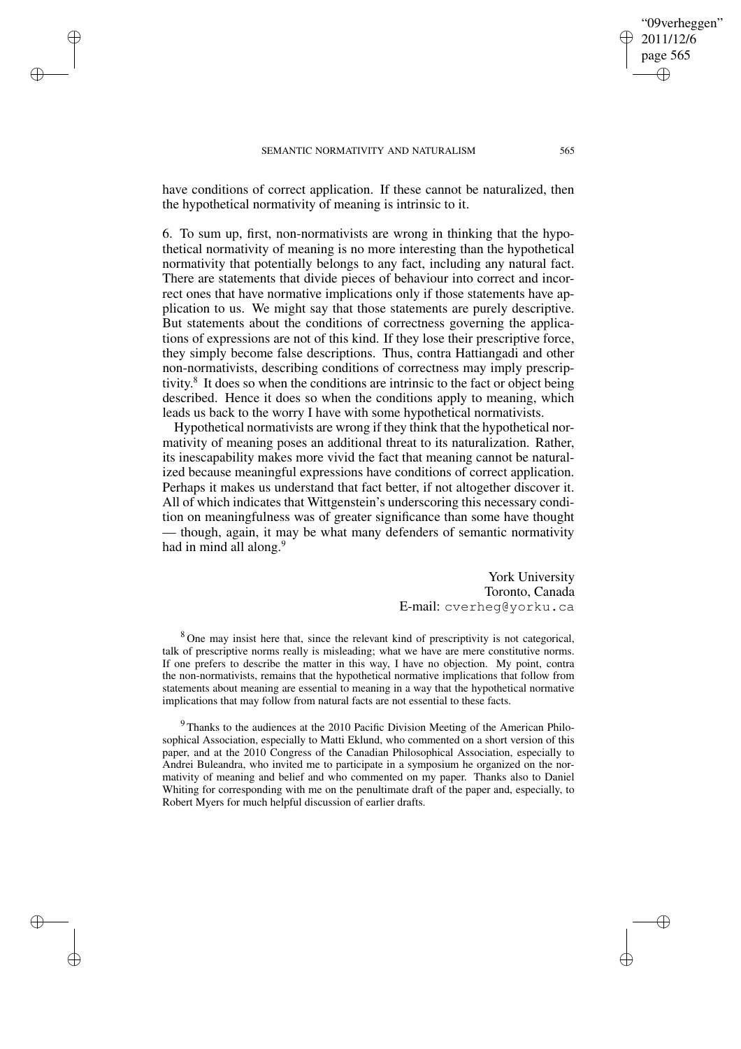have conditions of correct application. If these cannot be naturalized, then the hypothetical normativity of meaning is intrinsic to it.

6. To sum up, first, non-normativists are wrong in thinking that the hypothetical normativity of meaning is no more interesting than the hypothetical normativity that potentially belongs to any fact, including any natural fact. There are statements that divide pieces of behaviour into correct and incorrect ones that have normative implications only if those statements have application to us. We might say that those statements are purely descriptive. But statements about the conditions of correctness governing the applications of expressions are not of this kind. If they lose their prescriptive force, they simply become false descriptions. Thus, contra Hattiangadi and other non-normativists, describing conditions of correctness may imply prescriptivity.[8] It does so when the conditions are intrinsic to the fact or object being described. Hence it does so when the conditions apply to meaning, which leads us back to the worry I have with some hypothetical normativists.

Hypothetical normativists are wrong if they think that the hypothetical normativity of meaning poses an additional threat to its naturalization. Rather, its inescapability makes more vivid the fact that meaning cannot be naturalized because meaningful expressions have conditions of correct application. Perhaps it makes us understand that fact better, if not altogether discover it. All of which indicates that Wittgenstein's underscoring this necessary condition on meaningfulness was of greater significance than some have thought — though, again, it may be what many defenders of semantic normativity had in mind all along.[9]

York University
Toronto, Canada
E-mail: cverheg@yorku.ca

[8] One may insist here that, since the relevant kind of prescriptivity is not categorical, talk of prescriptive norms really is misleading; what we have are mere constitutive norms. If one prefers to describe the matter in this way, I have no objection. My point, contra the non-normativists, remains that the hypothetical normative implications that follow from statements about meaning are essential to meaning in a way that the hypothetical normative implications that may follow from natural facts are not essential to these facts.

[9] Thanks to the audiences at the 2010 Pacific Division Meeting of the American Philosophical Association, especially to Matti Eklund, who commented on a short version of this paper, and at the 2010 Congress of the Canadian Philosophical Association, especially to Andrei Buleandra, who invited me to participate in a symposium he organized on the normativity of meaning and belief and who commented on my paper. Thanks also to Daniel Whiting for corresponding with me on the penultimate draft of the paper and, especially, to Robert Myers for much helpful discussion of earlier drafts.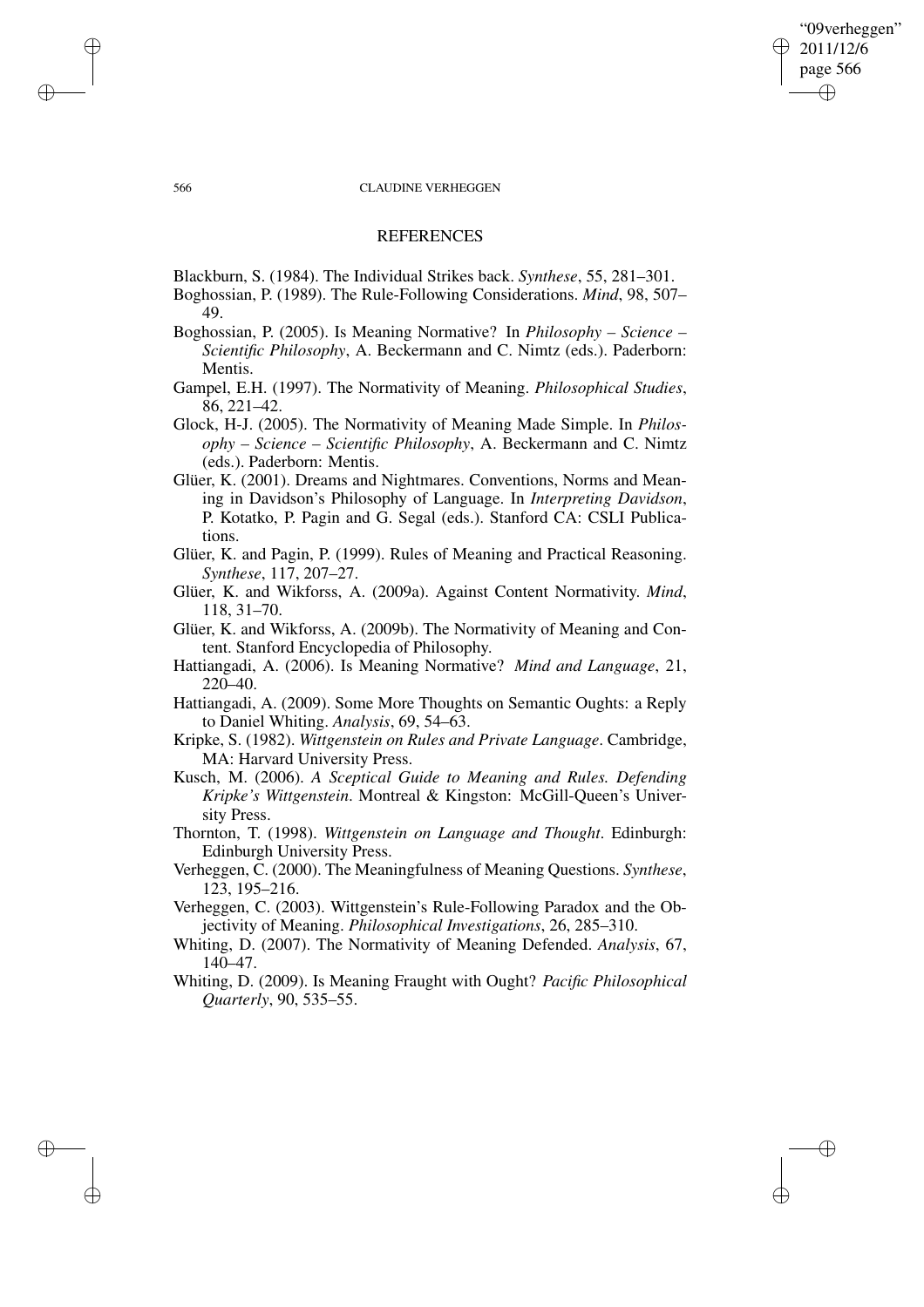## REFERENCES

Blackburn, S. (1984). The Individual Strikes back. *Synthese*, 55, 281–301.

Boghossian, P. (1989). The Rule-Following Considerations. *Mind*, 98, 507–49.

Boghossian, P. (2005). Is Meaning Normative? In *Philosophy – Science – Scientific Philosophy*, A. Beckermann and C. Nimtz (eds.). Paderborn: Mentis.

Gampel, E.H. (1997). The Normativity of Meaning. *Philosophical Studies*, 86, 221–42.

Glock, H-J. (2005). The Normativity of Meaning Made Simple. In *Philosophy – Science – Scientific Philosophy*, A. Beckermann and C. Nimtz (eds.). Paderborn: Mentis.

Glüer, K. (2001). Dreams and Nightmares. Conventions, Norms and Meaning in Davidson's Philosophy of Language. In *Interpreting Davidson*, P. Kotatko, P. Pagin and G. Segal (eds.). Stanford CA: CSLI Publications.

Glüer, K. and Pagin, P. (1999). Rules of Meaning and Practical Reasoning. *Synthese*, 117, 207–27.

Glüer, K. and Wikforss, A. (2009a). Against Content Normativity. *Mind*, 118, 31–70.

Glüer, K. and Wikforss, A. (2009b). The Normativity of Meaning and Content. Stanford Encyclopedia of Philosophy.

Hattiangadi, A. (2006). Is Meaning Normative? *Mind and Language*, 21, 220–40.

Hattiangadi, A. (2009). Some More Thoughts on Semantic Oughts: a Reply to Daniel Whiting. *Analysis*, 69, 54–63.

Kripke, S. (1982). *Wittgenstein on Rules and Private Language*. Cambridge, MA: Harvard University Press.

Kusch, M. (2006). *A Sceptical Guide to Meaning and Rules. Defending Kripke's Wittgenstein*. Montreal & Kingston: McGill-Queen's University Press.

Thornton, T. (1998). *Wittgenstein on Language and Thought*. Edinburgh: Edinburgh University Press.

Verheggen, C. (2000). The Meaningfulness of Meaning Questions. *Synthese*, 123, 195–216.

Verheggen, C. (2003). Wittgenstein's Rule-Following Paradox and the Objectivity of Meaning. *Philosophical Investigations*, 26, 285–310.

Whiting, D. (2007). The Normativity of Meaning Defended. *Analysis*, 67, 140–47.

Whiting, D. (2009). Is Meaning Fraught with Ought? *Pacific Philosophical Quarterly*, 90, 535–55.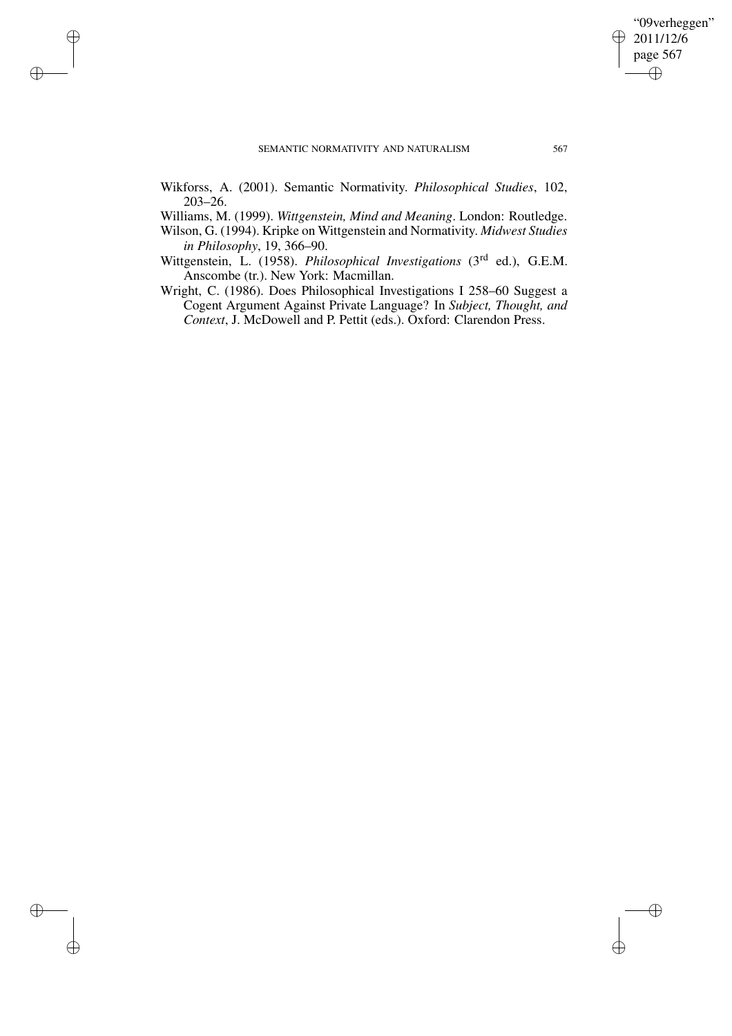Wikforss, A. (2001). Semantic Normativity. *Philosophical Studies*, 102, 203–26.

Williams, M. (1999). *Wittgenstein, Mind and Meaning*. London: Routledge.

Wilson, G. (1994). Kripke on Wittgenstein and Normativity. *Midwest Studies in Philosophy*, 19, 366–90.

Wittgenstein, L. (1958). *Philosophical Investigations* (3rd ed.), G.E.M. Anscombe (tr.). New York: Macmillan.

Wright, C. (1986). Does Philosophical Investigations I 258–60 Suggest a Cogent Argument Against Private Language? In *Subject, Thought, and Context*, J. McDowell and P. Pettit (eds.). Oxford: Clarendon Press.